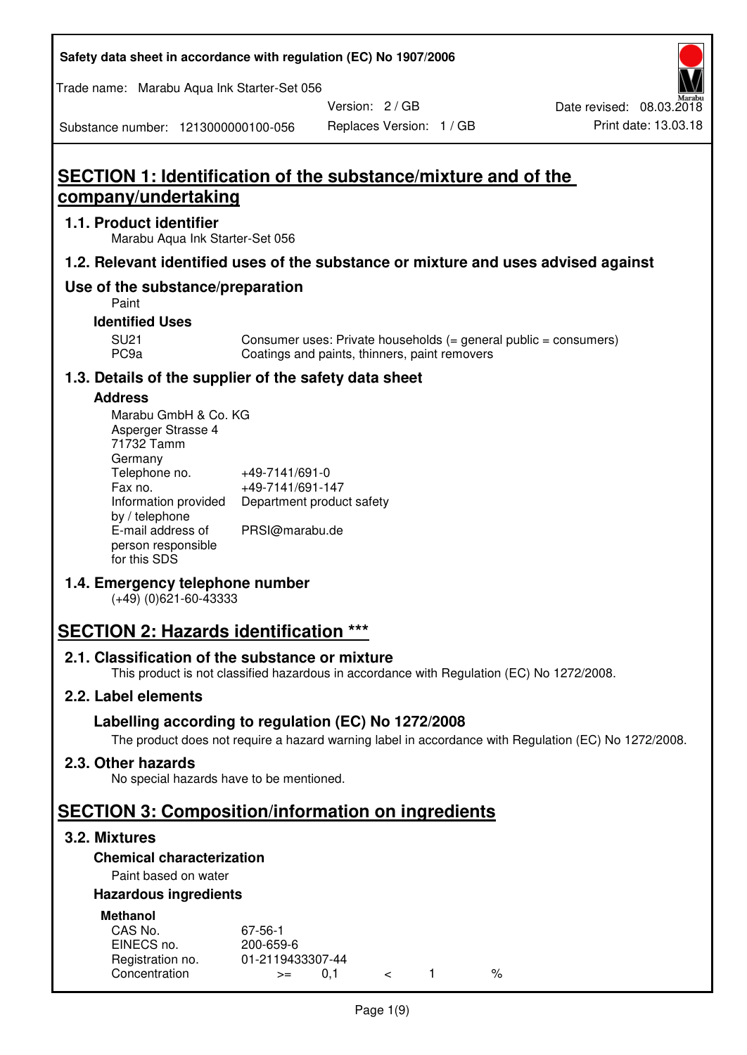# SECTION 1: Identification of the substance/mixture and of the company/undertaking

## 1.1. Product identifier

Marabu Aqua Ink Starter-Set 056

## 1.2. Relevant identified uses of the substance or mixture and uses advised against

## Use of the substance/preparation

Paint

### Identified Uses

| | |
|---|---|
| SU21 | Consumer uses: Private households (= general public = consumers) |
| PC9a | Coatings and paints, thinners, paint removers |

## 1.3. Details of the supplier of the safety data sheet

### Address

Marabu GmbH & Co. KG
Asperger Strasse 4
71732 Tamm
Germany

| | |
|---|---|
| Telephone no. | +49-7141/691-0 |
| Fax no. | +49-7141/691-147 |
| Information provided by / telephone | Department product safety |
| E-mail address of person responsible for this SDS | PRSI@marabu.de |

## 1.4. Emergency telephone number

(+49) (0)621-60-43333

# SECTION 2: Hazards identification ***

## 2.1. Classification of the substance or mixture

This product is not classified hazardous in accordance with Regulation (EC) No 1272/2008.

## 2.2. Label elements

### Labelling according to regulation (EC) No 1272/2008

The product does not require a hazard warning label in accordance with Regulation (EC) No 1272/2008.

## 2.3. Other hazards

No special hazards have to be mentioned.

# SECTION 3: Composition/information on ingredients

## 3.2. Mixtures

### Chemical characterization

Paint based on water

### Hazardous ingredients

**Methanol**

| | |
|---|---|
| CAS No. | 67-56-1 |
| EINECS no. | 200-659-6 |
| Registration no. | 01-2119433307-44 |
| Concentration | >= 0,1 < 1 % |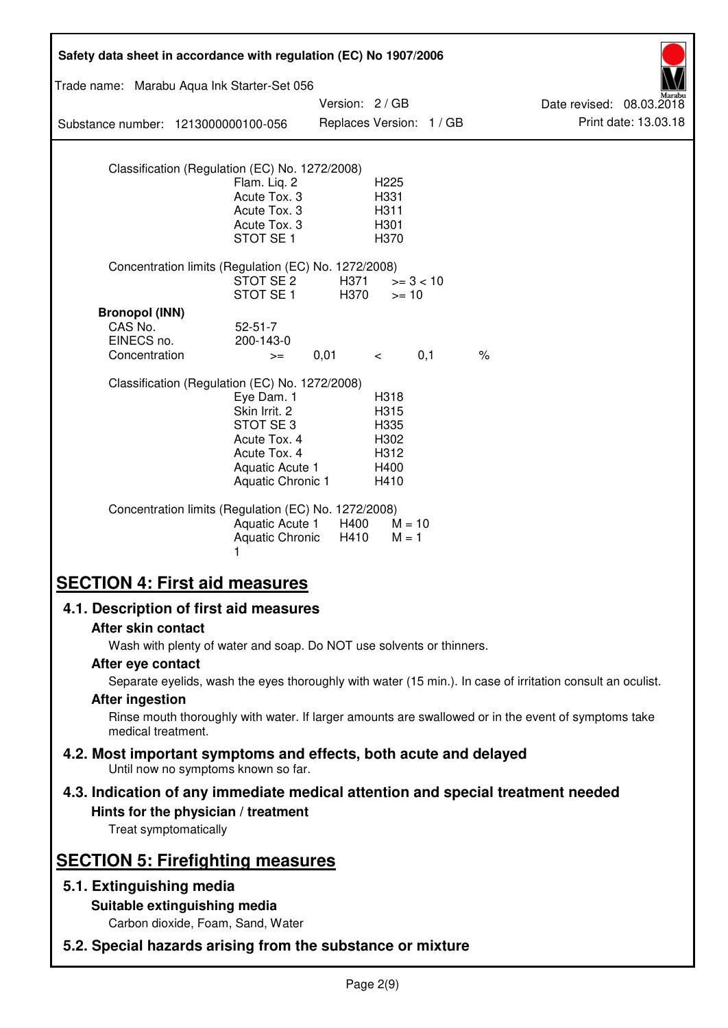Classification (Regulation (EC) No. 1272/2008)

| | |
|---|---|
| Flam. Liq. 2 | H225 |
| Acute Tox. 3 | H331 |
| Acute Tox. 3 | H311 |
| Acute Tox. 3 | H301 |
| STOT SE 1 | H370 |

Concentration limits (Regulation (EC) No. 1272/2008)

| | | |
|---|---|---|
| STOT SE 2 | H371 | >= 3 < 10 |
| STOT SE 1 | H370 | >= 10 |

**Bronopol (INN)**

| | | | | | |
|---|---|---|---|---|---|
| CAS No. | 52-51-7 | | | | |
| EINECS no. | 200-143-0 | | | | |
| Concentration | >= | 0,01 | < | 0,1 | % |

Classification (Regulation (EC) No. 1272/2008)

| | |
|---|---|
| Eye Dam. 1 | H318 |
| Skin Irrit. 2 | H315 |
| STOT SE 3 | H335 |
| Acute Tox. 4 | H302 |
| Acute Tox. 4 | H312 |
| Aquatic Acute 1 | H400 |
| Aquatic Chronic 1 | H410 |

Concentration limits (Regulation (EC) No. 1272/2008)

| | | |
|---|---|---|
| Aquatic Acute 1 | H400 | M = 10 |
| Aquatic Chronic 1 | H410 | M = 1 |

# SECTION 4: First aid measures

## 4.1. Description of first aid measures

### After skin contact

Wash with plenty of water and soap. Do NOT use solvents or thinners.

### After eye contact

Separate eyelids, wash the eyes thoroughly with water (15 min.). In case of irritation consult an oculist.

### After ingestion

Rinse mouth thoroughly with water. If larger amounts are swallowed or in the event of symptoms take medical treatment.

## 4.2. Most important symptoms and effects, both acute and delayed

Until now no symptoms known so far.

## 4.3. Indication of any immediate medical attention and special treatment needed

### Hints for the physician / treatment

Treat symptomatically

# SECTION 5: Firefighting measures

## 5.1. Extinguishing media

### Suitable extinguishing media

Carbon dioxide, Foam, Sand, Water

## 5.2. Special hazards arising from the substance or mixture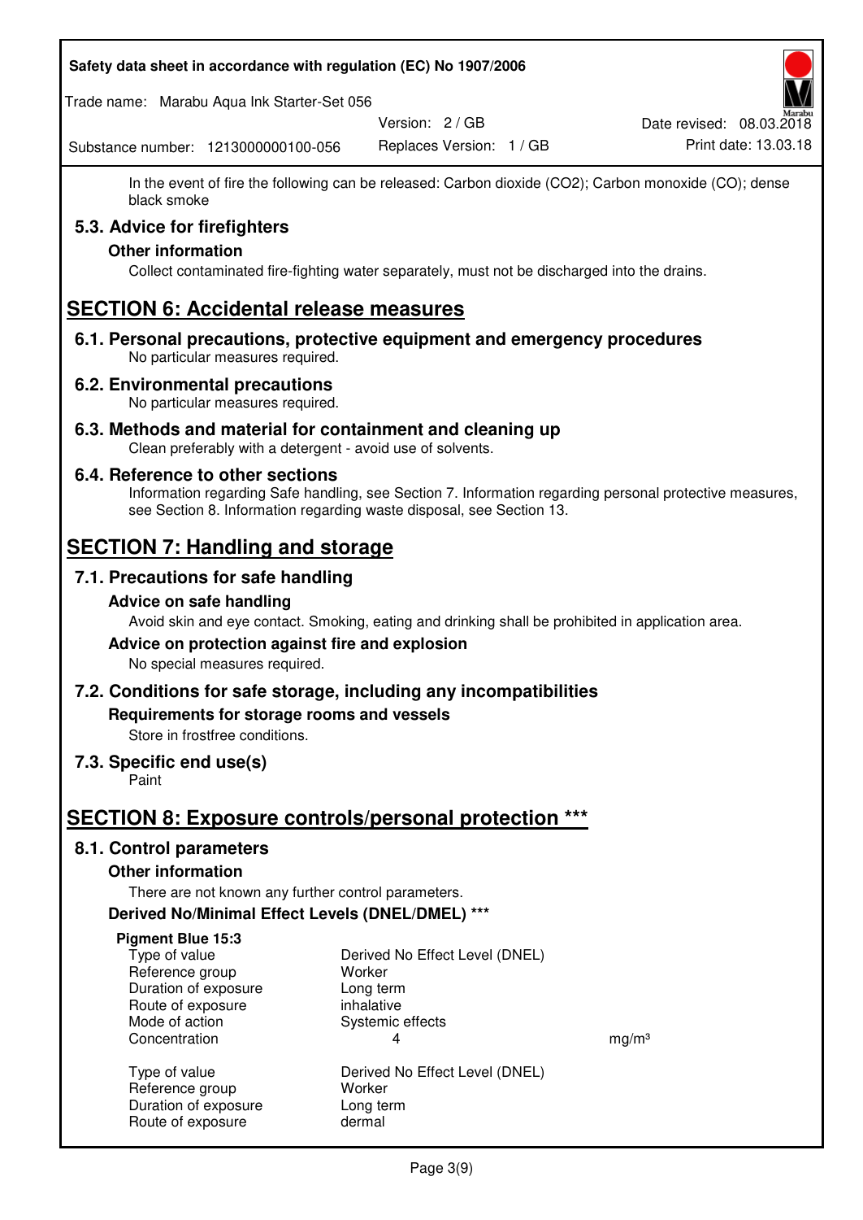In the event of fire the following can be released: Carbon dioxide ($CO_2$); Carbon monoxide (CO); dense black smoke

## 5.3. Advice for firefighters

### Other information

Collect contaminated fire-fighting water separately, must not be discharged into the drains.

# SECTION 6: Accidental release measures

## 6.1. Personal precautions, protective equipment and emergency procedures

No particular measures required.

## 6.2. Environmental precautions

No particular measures required.

## 6.3. Methods and material for containment and cleaning up

Clean preferably with a detergent - avoid use of solvents.

## 6.4. Reference to other sections

Information regarding Safe handling, see Section 7. Information regarding personal protective measures, see Section 8. Information regarding waste disposal, see Section 13.

# SECTION 7: Handling and storage

## 7.1. Precautions for safe handling

### Advice on safe handling

Avoid skin and eye contact. Smoking, eating and drinking shall be prohibited in application area.

### Advice on protection against fire and explosion

No special measures required.

## 7.2. Conditions for safe storage, including any incompatibilities

### Requirements for storage rooms and vessels

Store in frostfree conditions.

## 7.3. Specific end use(s)

Paint

# SECTION 8: Exposure controls/personal protection ***

## 8.1. Control parameters

### Other information

There are not known any further control parameters.

### Derived No/Minimal Effect Levels (DNEL/DMEL) ***

**Pigment Blue 15:3**

| | | |
|---|---|---|
| Type of value | Derived No Effect Level (DNEL) | |
| Reference group | Worker | |
| Duration of exposure | Long term | |
| Route of exposure | inhalative | |
| Mode of action | Systemic effects | |
| Concentration | 4 | mg/m³ |

| | |
|---|---|
| Type of value | Derived No Effect Level (DNEL) |
| Reference group | Worker |
| Duration of exposure | Long term |
| Route of exposure | dermal |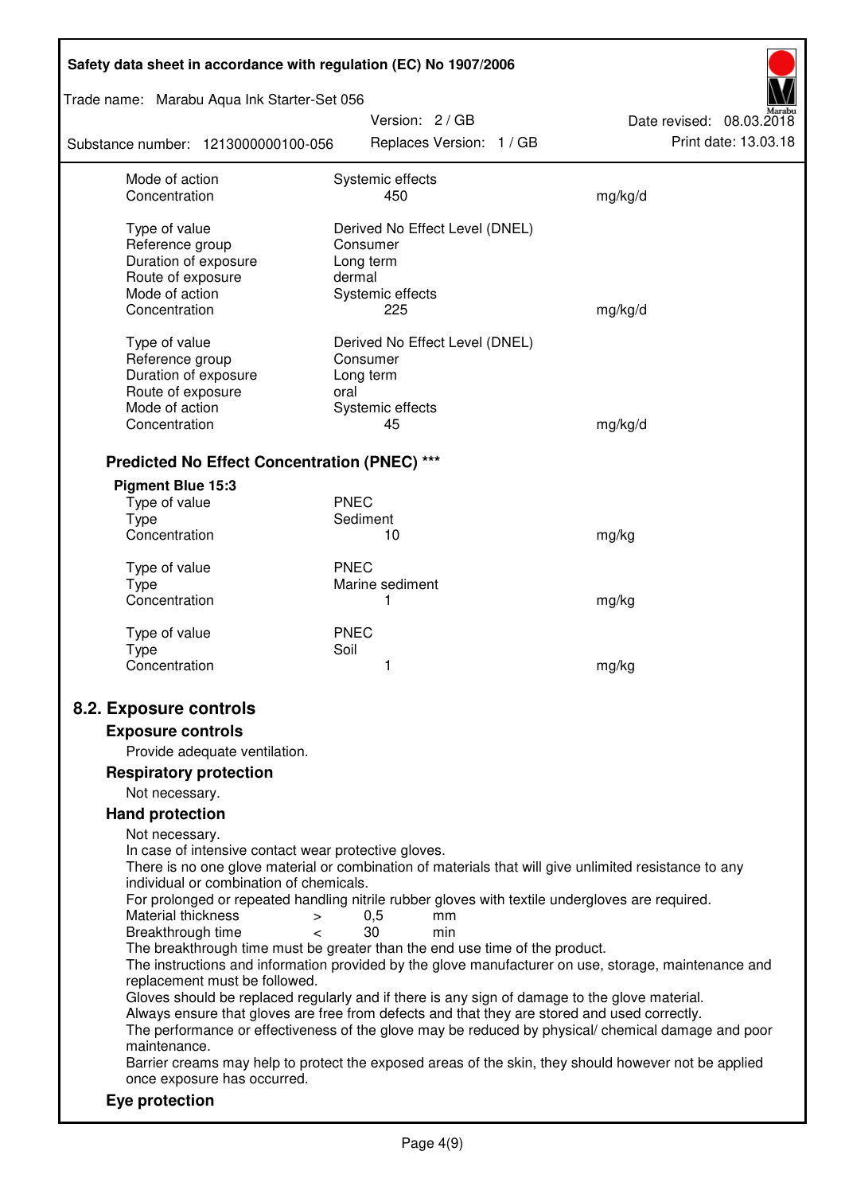| | | |
|---|---|---|
| Mode of action | Systemic effects | |
| Concentration | 450 | mg/kg/d |
| | | |
| Type of value | Derived No Effect Level (DNEL) | |
| Reference group | Consumer | |
| Duration of exposure | Long term | |
| Route of exposure | dermal | |
| Mode of action | Systemic effects | |
| Concentration | 225 | mg/kg/d |
| | | |
| Type of value | Derived No Effect Level (DNEL) | |
| Reference group | Consumer | |
| Duration of exposure | Long term | |
| Route of exposure | oral | |
| Mode of action | Systemic effects | |
| Concentration | 45 | mg/kg/d |

### Predicted No Effect Concentration (PNEC) ***

**Pigment Blue 15:3**

| | | |
|---|---|---|
| Type of value | PNEC | |
| Type | Sediment | |
| Concentration | 10 | mg/kg |
| | | |
| Type of value | PNEC | |
| Type | Marine sediment | |
| Concentration | 1 | mg/kg |
| | | |
| Type of value | PNEC | |
| Type | Soil | |
| Concentration | 1 | mg/kg |

## 8.2. Exposure controls

### Exposure controls

Provide adequate ventilation.

### Respiratory protection

Not necessary.

### Hand protection

Not necessary.
In case of intensive contact wear protective gloves.
There is no one glove material or combination of materials that will give unlimited resistance to any individual or combination of chemicals.
For prolonged or repeated handling nitrile rubber gloves with textile undergloves are required.

| | | | |
|---|---|---|---|
| Material thickness | > | 0,5 | mm |
| Breakthrough time | < | 30 | min |

The breakthrough time must be greater than the end use time of the product.
The instructions and information provided by the glove manufacturer on use, storage, maintenance and replacement must be followed.
Gloves should be replaced regularly and if there is any sign of damage to the glove material.
Always ensure that gloves are free from defects and that they are stored and used correctly.
The performance or effectiveness of the glove may be reduced by physical/ chemical damage and poor maintenance.
Barrier creams may help to protect the exposed areas of the skin, they should however not be applied once exposure has occurred.

### Eye protection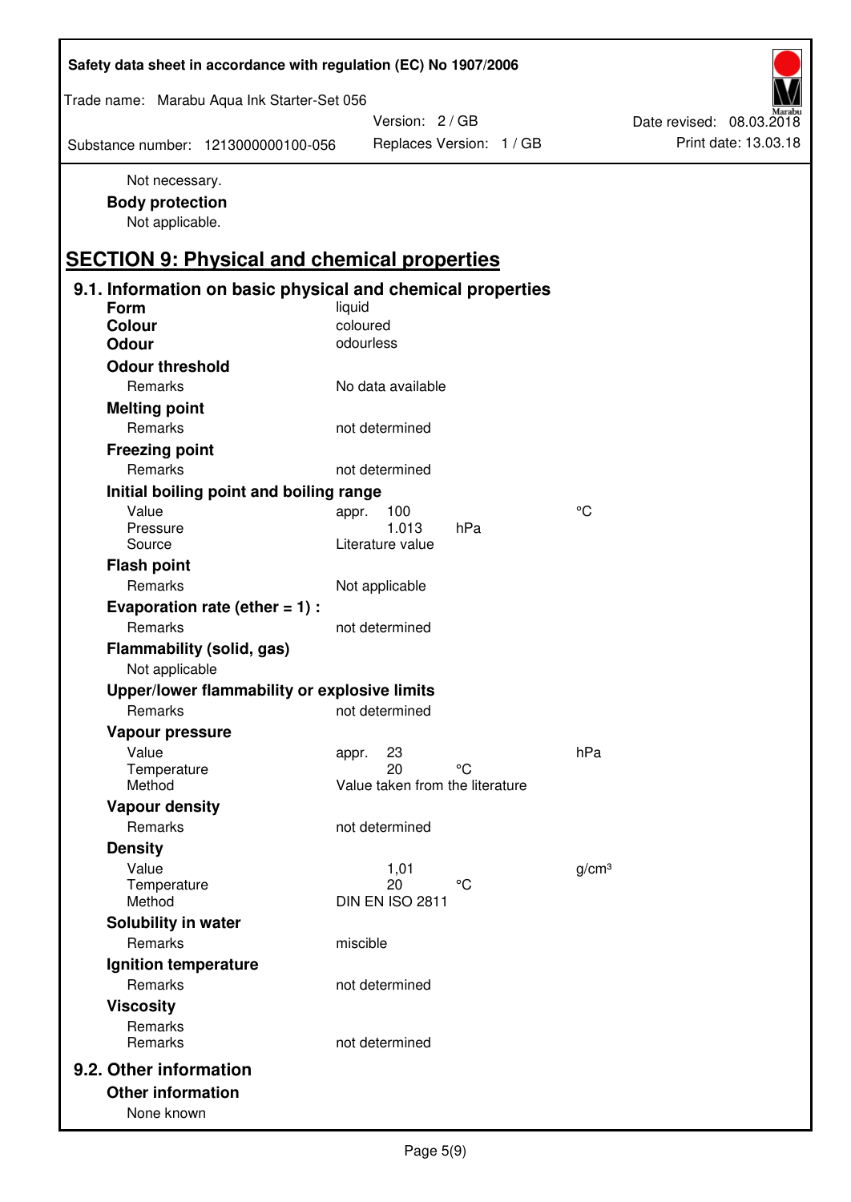Not necessary.

**Body protection**

Not applicable.

## SECTION 9: Physical and chemical properties

### 9.1. Information on basic physical and chemical properties

| | | | |
|---|---|---|---|
| **Form** | liquid | | |
| **Colour** | coloured | | |
| **Odour** | odourless | | |
| **Odour threshold** | | | |
| Remarks | No data available | | |
| **Melting point** | | | |
| Remarks | not determined | | |
| **Freezing point** | | | |
| Remarks | not determined | | |
| **Initial boiling point and boiling range** | | | |
| Value | appr. 100 | | °C |
| Pressure | 1.013 | hPa | |
| Source | Literature value | | |
| **Flash point** | | | |
| Remarks | Not applicable | | |
| **Evaporation rate (ether = 1) :** | | | |
| Remarks | not determined | | |
| **Flammability (solid, gas)** | | | |
| Not applicable | | | |
| **Upper/lower flammability or explosive limits** | | | |
| Remarks | not determined | | |
| **Vapour pressure** | | | |
| Value | appr. 23 | | hPa |
| Temperature | 20 | °C | |
| Method | Value taken from the literature | | |
| **Vapour density** | | | |
| Remarks | not determined | | |
| **Density** | | | |
| Value | 1,01 | | g/cm³ |
| Temperature | 20 | °C | |
| Method | DIN EN ISO 2811 | | |
| **Solubility in water** | | | |
| Remarks | miscible | | |
| **Ignition temperature** | | | |
| Remarks | not determined | | |
| **Viscosity** | | | |
| Remarks | | | |
| Remarks | not determined | | |

### 9.2. Other information

**Other information**

None known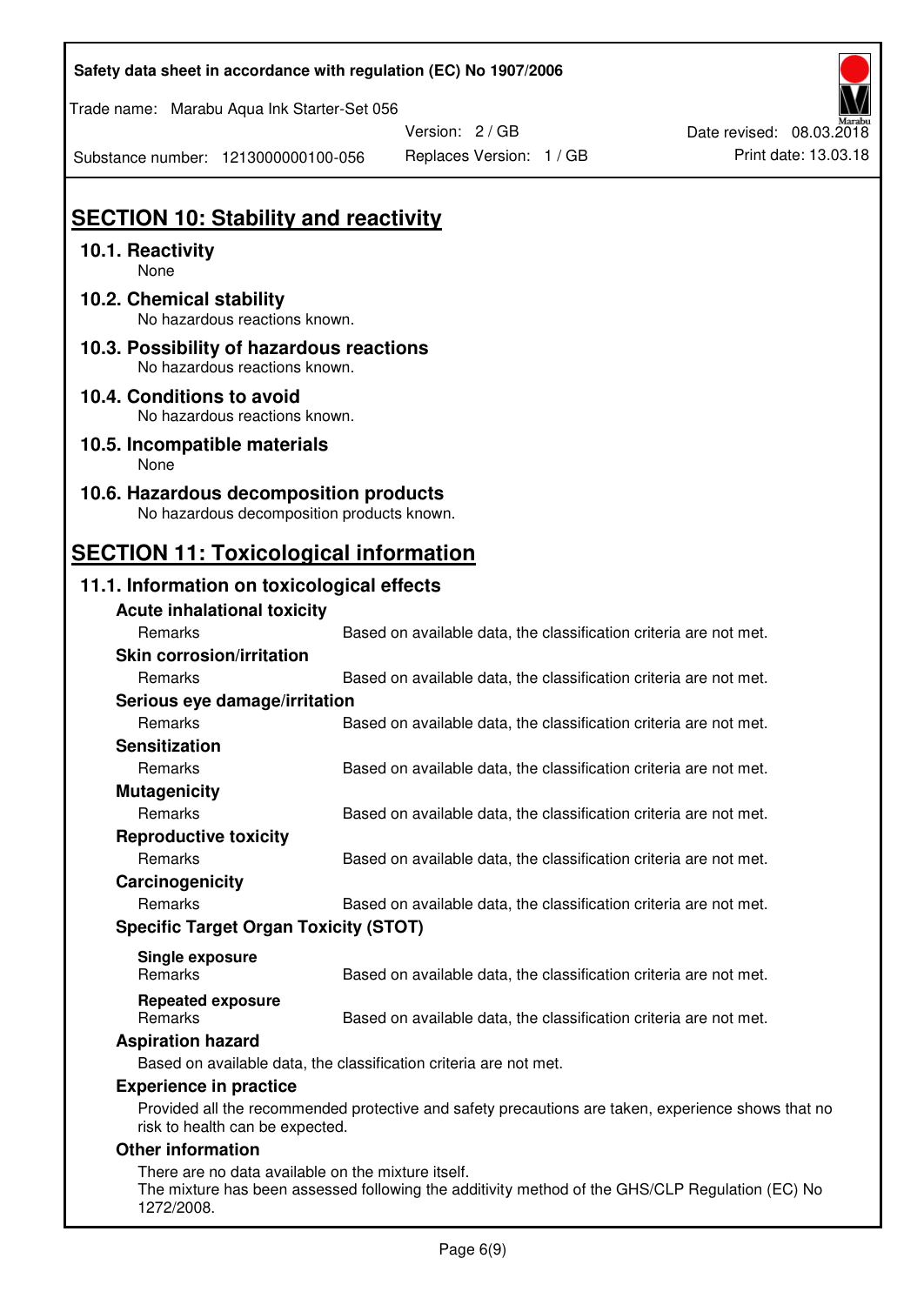## SECTION 10: Stability and reactivity

### 10.1. Reactivity

None

### 10.2. Chemical stability

No hazardous reactions known.

### 10.3. Possibility of hazardous reactions

No hazardous reactions known.

### 10.4. Conditions to avoid

No hazardous reactions known.

### 10.5. Incompatible materials

None

### 10.6. Hazardous decomposition products

No hazardous decomposition products known.

## SECTION 11: Toxicological information

### 11.1. Information on toxicological effects

**Acute inhalational toxicity**

| | |
|---|---|
| Remarks | Based on available data, the classification criteria are not met. |

**Skin corrosion/irritation**

| | |
|---|---|
| Remarks | Based on available data, the classification criteria are not met. |

**Serious eye damage/irritation**

| | |
|---|---|
| Remarks | Based on available data, the classification criteria are not met. |

**Sensitization**

| | |
|---|---|
| Remarks | Based on available data, the classification criteria are not met. |

**Mutagenicity**

| | |
|---|---|
| Remarks | Based on available data, the classification criteria are not met. |

**Reproductive toxicity**

| | |
|---|---|
| Remarks | Based on available data, the classification criteria are not met. |

**Carcinogenicity**

| | |
|---|---|
| Remarks | Based on available data, the classification criteria are not met. |

**Specific Target Organ Toxicity (STOT)**

**Single exposure**

| | |
|---|---|
| Remarks | Based on available data, the classification criteria are not met. |

**Repeated exposure**

| | |
|---|---|
| Remarks | Based on available data, the classification criteria are not met. |

**Aspiration hazard**

Based on available data, the classification criteria are not met.

**Experience in practice**

Provided all the recommended protective and safety precautions are taken, experience shows that no risk to health can be expected.

**Other information**

There are no data available on the mixture itself.
The mixture has been assessed following the additivity method of the GHS/CLP Regulation (EC) No 1272/2008.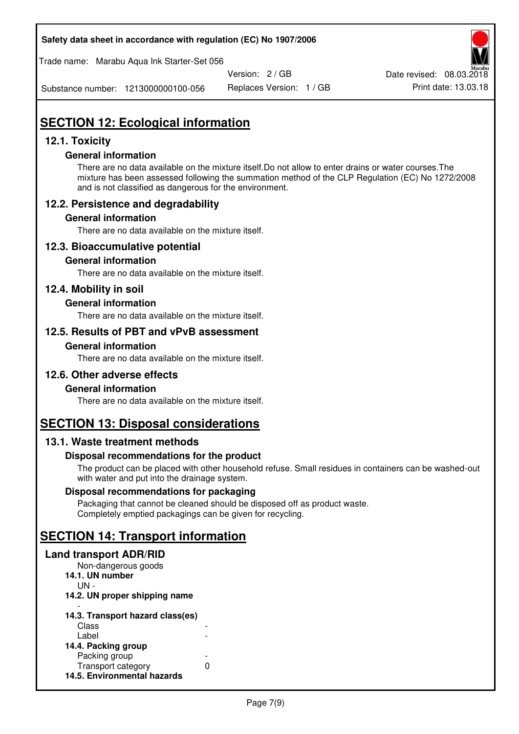# SECTION 12: Ecological information

## 12.1. Toxicity

### General information

There are no data available on the mixture itself.Do not allow to enter drains or water courses.The mixture has been assessed following the summation method of the CLP Regulation (EC) No 1272/2008 and is not classified as dangerous for the environment.

## 12.2. Persistence and degradability

### General information

There are no data available on the mixture itself.

## 12.3. Bioaccumulative potential

### General information

There are no data available on the mixture itself.

## 12.4. Mobility in soil

### General information

There are no data available on the mixture itself.

## 12.5. Results of PBT and vPvB assessment

### General information

There are no data available on the mixture itself.

## 12.6. Other adverse effects

### General information

There are no data available on the mixture itself.

# SECTION 13: Disposal considerations

## 13.1. Waste treatment methods

### Disposal recommendations for the product

The product can be placed with other household refuse. Small residues in containers can be washed-out with water and put into the drainage system.

### Disposal recommendations for packaging

Packaging that cannot be cleaned should be disposed off as product waste.
Completely emptied packagings can be given for recycling.

# SECTION 14: Transport information

## Land transport ADR/RID

Non-dangerous goods

**14.1. UN number**

UN -

**14.2. UN proper shipping name**

-

**14.3. Transport hazard class(es)**

| | |
|---|---|
| Class | - |
| Label | - |

**14.4. Packing group**

| | |
|---|---|
| Packing group | - |
| Transport category | 0 |

**14.5. Environmental hazards**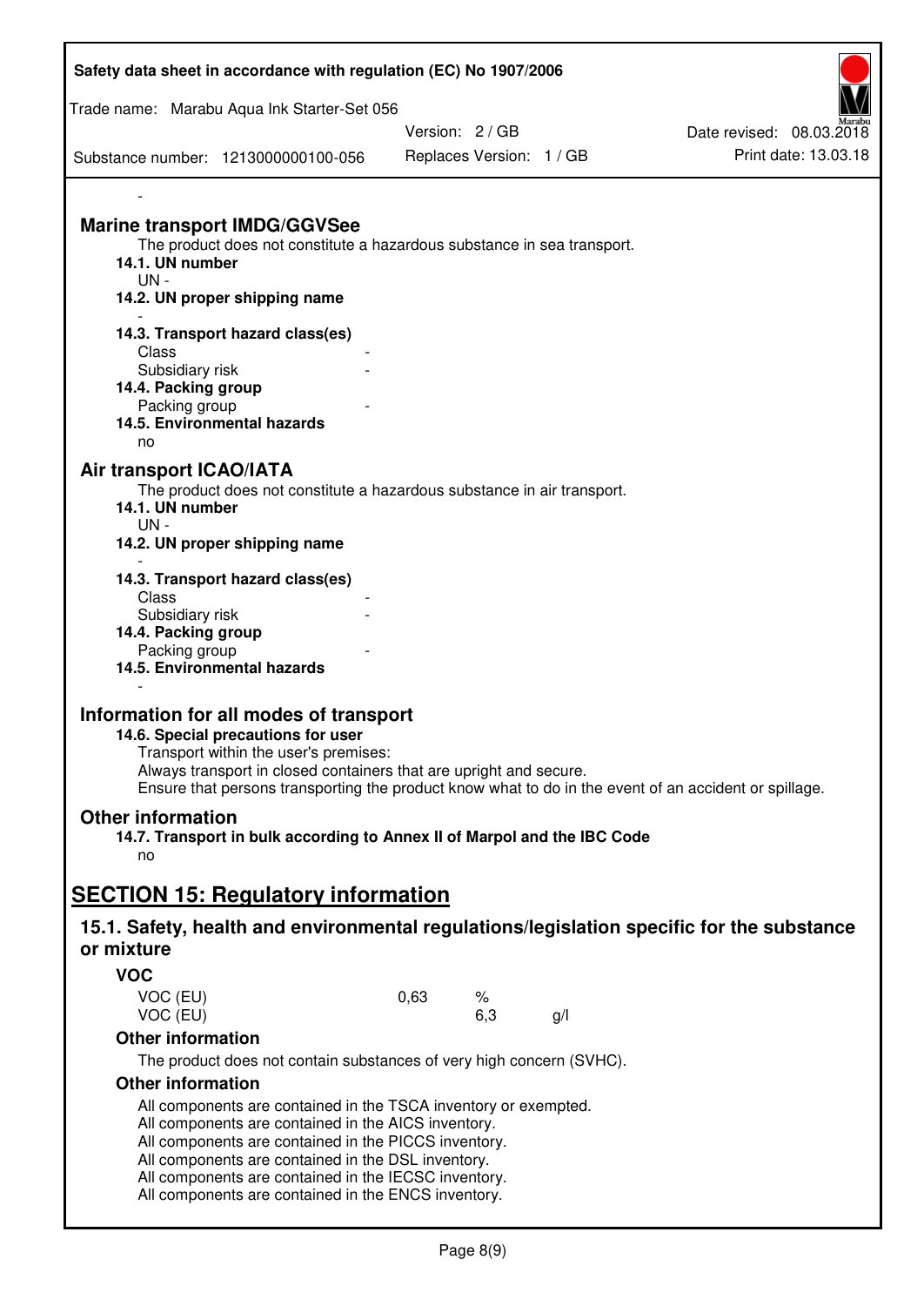-

## Marine transport IMDG/GGVSee

The product does not constitute a hazardous substance in sea transport.

**14.1. UN number**

UN -

**14.2. UN proper shipping name**

-

**14.3. Transport hazard class(es)**

Class -

Subsidiary risk -

**14.4. Packing group**

Packing group -

**14.5. Environmental hazards**

no

## Air transport ICAO/IATA

The product does not constitute a hazardous substance in air transport.

**14.1. UN number**

UN -

**14.2. UN proper shipping name**

-

**14.3. Transport hazard class(es)**

Class -

Subsidiary risk -

**14.4. Packing group**

Packing group -

**14.5. Environmental hazards**

-

## Information for all modes of transport

**14.6. Special precautions for user**

Transport within the user's premises:

Always transport in closed containers that are upright and secure.

Ensure that persons transporting the product know what to do in the event of an accident or spillage.

## Other information

**14.7. Transport in bulk according to Annex II of Marpol and the IBC Code**

no

# SECTION 15: Regulatory information

## 15.1. Safety, health and environmental regulations/legislation specific for the substance or mixture

### VOC

| | | | |
|---|---|---|---|
| VOC (EU) | 0,63 | % | |
| VOC (EU) | | 6,3 | g/l |

### Other information

The product does not contain substances of very high concern (SVHC).

### Other information

All components are contained in the TSCA inventory or exempted.
All components are contained in the AICS inventory.
All components are contained in the PICCS inventory.
All components are contained in the DSL inventory.
All components are contained in the IECSC inventory.
All components are contained in the ENCS inventory.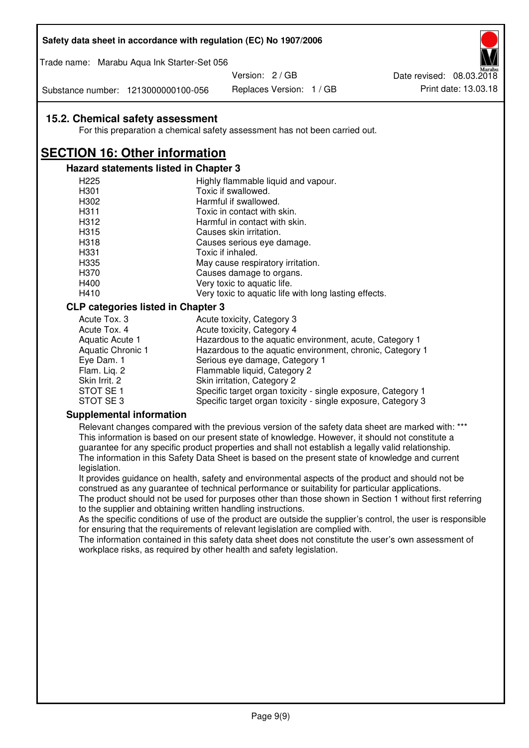## 15.2. Chemical safety assessment

For this preparation a chemical safety assessment has not been carried out.

# SECTION 16: Other information

### Hazard statements listed in Chapter 3

| | |
|---|---|
| H225 | Highly flammable liquid and vapour. |
| H301 | Toxic if swallowed. |
| H302 | Harmful if swallowed. |
| H311 | Toxic in contact with skin. |
| H312 | Harmful in contact with skin. |
| H315 | Causes skin irritation. |
| H318 | Causes serious eye damage. |
| H331 | Toxic if inhaled. |
| H335 | May cause respiratory irritation. |
| H370 | Causes damage to organs. |
| H400 | Very toxic to aquatic life. |
| H410 | Very toxic to aquatic life with long lasting effects. |

### CLP categories listed in Chapter 3

| | |
|---|---|
| Acute Tox. 3 | Acute toxicity, Category 3 |
| Acute Tox. 4 | Acute toxicity, Category 4 |
| Aquatic Acute 1 | Hazardous to the aquatic environment, acute, Category 1 |
| Aquatic Chronic 1 | Hazardous to the aquatic environment, chronic, Category 1 |
| Eye Dam. 1 | Serious eye damage, Category 1 |
| Flam. Liq. 2 | Flammable liquid, Category 2 |
| Skin Irrit. 2 | Skin irritation, Category 2 |
| STOT SE 1 | Specific target organ toxicity - single exposure, Category 1 |
| STOT SE 3 | Specific target organ toxicity - single exposure, Category 3 |

### Supplemental information

Relevant changes compared with the previous version of the safety data sheet are marked with: ***
This information is based on our present state of knowledge. However, it should not constitute a guarantee for any specific product properties and shall not establish a legally valid relationship.
The information in this Safety Data Sheet is based on the present state of knowledge and current legislation.
It provides guidance on health, safety and environmental aspects of the product and should not be construed as any guarantee of technical performance or suitability for particular applications.
The product should not be used for purposes other than those shown in Section 1 without first referring to the supplier and obtaining written handling instructions.
As the specific conditions of use of the product are outside the supplier's control, the user is responsible for ensuring that the requirements of relevant legislation are complied with.
The information contained in this safety data sheet does not constitute the user's own assessment of workplace risks, as required by other health and safety legislation.